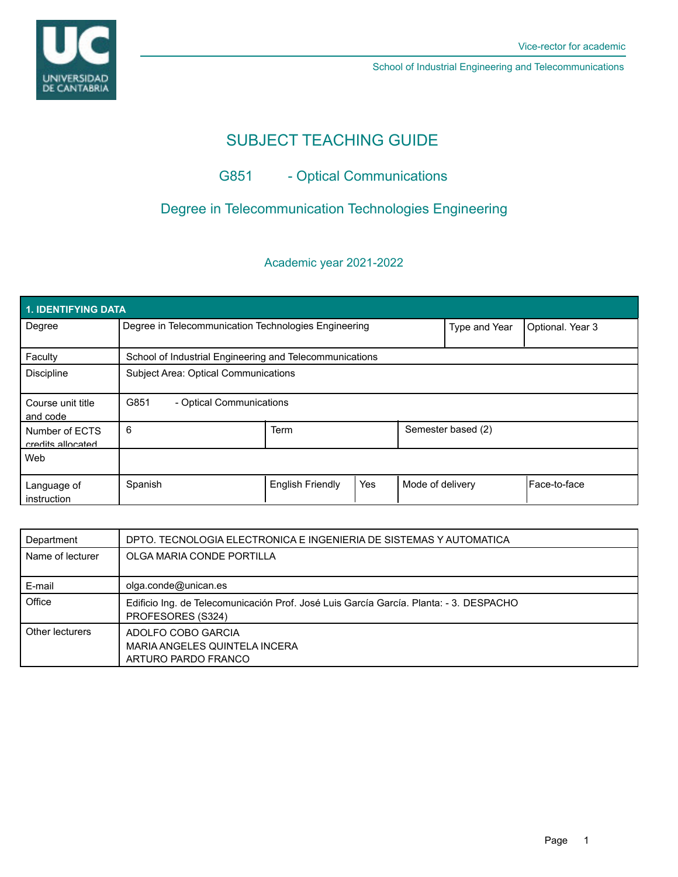Vice-rector for academic

School of Industrial Engineering and Telecommunications

# SUBJECT TEACHING GUIDE

## G851 - Optical Communications

## Degree in Telecommunication Technologies Engineering

### Academic year 2021-2022

| 1. IDENTIFYING DATA | | | | | |
|---|---|---|---|---|---|
| Degree | Degree in Telecommunication Technologies Engineering | | | Type and Year | Optional. Year 3 |
| Faculty | School of Industrial Engineering and Telecommunications | | | | |
| Discipline | Subject Area: Optical Communications | | | | |
| Course unit title and code | G851 - Optical Communications | | | | |
| Number of ECTS credits allocated | 6 | Term | | Semester based (2) | |
| Web | | | | | |
| Language of instruction | Spanish | English Friendly | Yes | Mode of delivery | Face-to-face |

| | |
|---|---|
| Department | DPTO. TECNOLOGIA ELECTRONICA E INGENIERIA DE SISTEMAS Y AUTOMATICA |
| Name of lecturer | OLGA MARIA CONDE PORTILLA |
| E-mail | olga.conde@unican.es |
| Office | Edificio Ing. de Telecomunicación Prof. José Luis García García. Planta: - 3. DESPACHO PROFESORES (S324) |
| Other lecturers | ADOLFO COBO GARCIA<br>MARIA ANGELES QUINTELA INCERA<br>ARTURO PARDO FRANCO |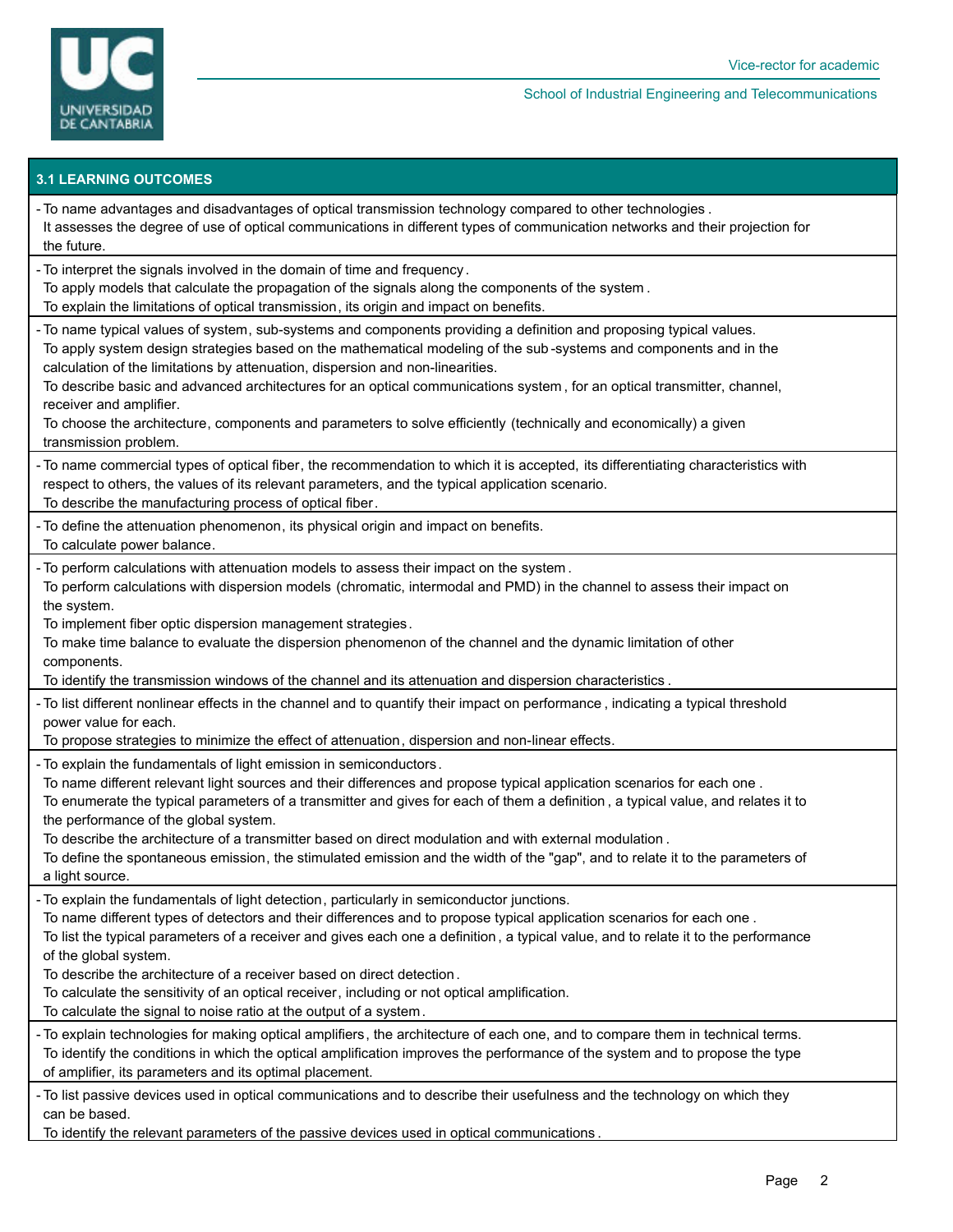## 3.1 LEARNING OUTCOMES

- To name advantages and disadvantages of optical transmission technology compared to other technologies .
  It assesses the degree of use of optical communications in different types of communication networks and their projection for the future.

- To interpret the signals involved in the domain of time and frequency .
  To apply models that calculate the propagation of the signals along the components of the system .
  To explain the limitations of optical transmission, its origin and impact on benefits.

- To name typical values of system, sub-systems and components providing a definition and proposing typical values.
  To apply system design strategies based on the mathematical modeling of the sub -systems and components and in the calculation of the limitations by attenuation, dispersion and non-linearities.
  To describe basic and advanced architectures for an optical communications system , for an optical transmitter, channel, receiver and amplifier.
  To choose the architecture, components and parameters to solve efficiently (technically and economically) a given transmission problem.

- To name commercial types of optical fiber, the recommendation to which it is accepted, its differentiating characteristics with respect to others, the values of its relevant parameters, and the typical application scenario.
  To describe the manufacturing process of optical fiber.

- To define the attenuation phenomenon, its physical origin and impact on benefits.
  To calculate power balance.

- To perform calculations with attenuation models to assess their impact on the system .
  To perform calculations with dispersion models (chromatic, intermodal and PMD) in the channel to assess their impact on the system.
  To implement fiber optic dispersion management strategies .
  To make time balance to evaluate the dispersion phenomenon of the channel and the dynamic limitation of other components.
  To identify the transmission windows of the channel and its attenuation and dispersion characteristics .

- To list different nonlinear effects in the channel and to quantify their impact on performance , indicating a typical threshold power value for each.
  To propose strategies to minimize the effect of attenuation, dispersion and non-linear effects.

- To explain the fundamentals of light emission in semiconductors .
  To name different relevant light sources and their differences and propose typical application scenarios for each one .
  To enumerate the typical parameters of a transmitter and gives for each of them a definition , a typical value, and relates it to the performance of the global system.
  To describe the architecture of a transmitter based on direct modulation and with external modulation .
  To define the spontaneous emission, the stimulated emission and the width of the "gap", and to relate it to the parameters of a light source.

- To explain the fundamentals of light detection, particularly in semiconductor junctions.
  To name different types of detectors and their differences and to propose typical application scenarios for each one .
  To list the typical parameters of a receiver and gives each one a definition , a typical value, and to relate it to the performance of the global system.
  To describe the architecture of a receiver based on direct detection .
  To calculate the sensitivity of an optical receiver, including or not optical amplification.
  To calculate the signal to noise ratio at the output of a system .

- To explain technologies for making optical amplifiers, the architecture of each one, and to compare them in technical terms.
  To identify the conditions in which the optical amplification improves the performance of the system and to propose the type of amplifier, its parameters and its optimal placement.

- To list passive devices used in optical communications and to describe their usefulness and the technology on which they can be based.
  To identify the relevant parameters of the passive devices used in optical communications .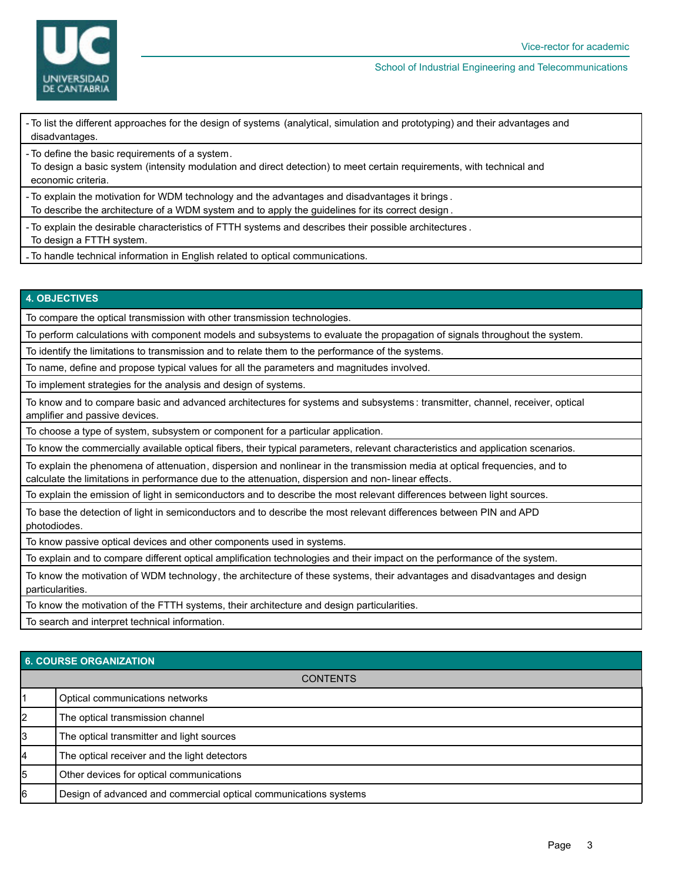| - To list the different approaches for the design of systems (analytical, simulation and prototyping) and their advantages and disadvantages. |
|---|
| - To define the basic requirements of a system. To design a basic system (intensity modulation and direct detection) to meet certain requirements, with technical and economic criteria. |
| - To explain the motivation for WDM technology and the advantages and disadvantages it brings. To describe the architecture of a WDM system and to apply the guidelines for its correct design. |
| - To explain the desirable characteristics of FTTH systems and describes their possible architectures. To design a FTTH system. |
| - To handle technical information in English related to optical communications. |

## 4. OBJECTIVES

| |
|---|
| To compare the optical transmission with other transmission technologies. |
| To perform calculations with component models and subsystems to evaluate the propagation of signals throughout the system. |
| To identify the limitations to transmission and to relate them to the performance of the systems. |
| To name, define and propose typical values for all the parameters and magnitudes involved. |
| To implement strategies for the analysis and design of systems. |
| To know and to compare basic and advanced architectures for systems and subsystems: transmitter, channel, receiver, optical amplifier and passive devices. |
| To choose a type of system, subsystem or component for a particular application. |
| To know the commercially available optical fibers, their typical parameters, relevant characteristics and application scenarios. |
| To explain the phenomena of attenuation, dispersion and nonlinear in the transmission media at optical frequencies, and to calculate the limitations in performance due to the attenuation, dispersion and non-linear effects. |
| To explain the emission of light in semiconductors and to describe the most relevant differences between light sources. |
| To base the detection of light in semiconductors and to describe the most relevant differences between PIN and APD photodiodes. |
| To know passive optical devices and other components used in systems. |
| To explain and to compare different optical amplification technologies and their impact on the performance of the system. |
| To know the motivation of WDM technology, the architecture of these systems, their advantages and disadvantages and design particularities. |
| To know the motivation of the FTTH systems, their architecture and design particularities. |
| To search and interpret technical information. |

## 6. COURSE ORGANIZATION

| | CONTENTS |
|---|---|
| 1 | Optical communications networks |
| 2 | The optical transmission channel |
| 3 | The optical transmitter and light sources |
| 4 | The optical receiver and the light detectors |
| 5 | Other devices for optical communications |
| 6 | Design of advanced and commercial optical communications systems |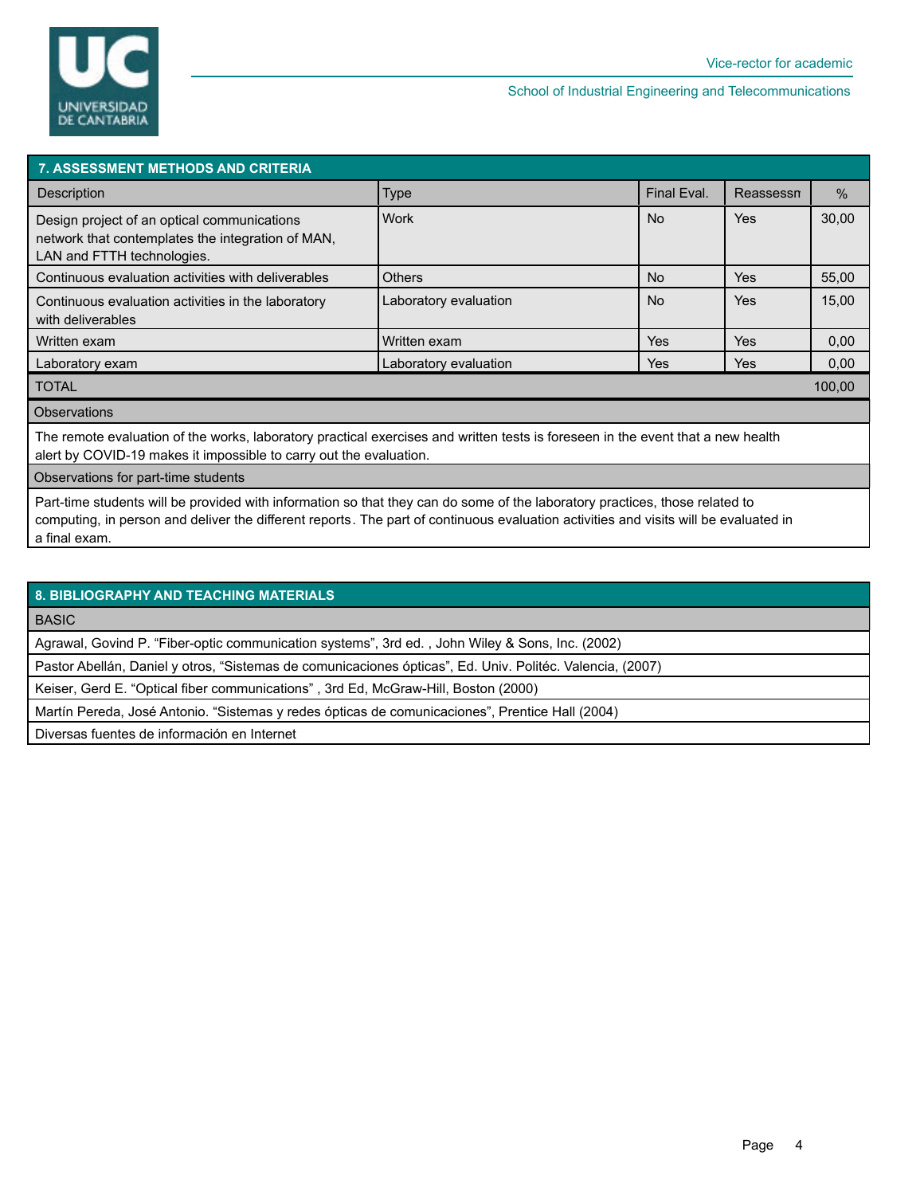## 7. ASSESSMENT METHODS AND CRITERIA

| Description | Type | Final Eval. | Reassessn | % |
|---|---|---|---|---|
| Design project of an optical communications network that contemplates the integration of MAN, LAN and FTTH technologies. | Work | No | Yes | 30,00 |
| Continuous evaluation activities with deliverables | Others | No | Yes | 55,00 |
| Continuous evaluation activities in the laboratory with deliverables | Laboratory evaluation | No | Yes | 15,00 |
| Written exam | Written exam | Yes | Yes | 0,00 |
| Laboratory exam | Laboratory evaluation | Yes | Yes | 0,00 |
| TOTAL | | | | 100,00 |

**Observations**

The remote evaluation of the works, laboratory practical exercises and written tests is foreseen in the event that a new health alert by COVID-19 makes it impossible to carry out the evaluation.

**Observations for part-time students**

Part-time students will be provided with information so that they can do some of the laboratory practices, those related to computing, in person and deliver the different reports. The part of continuous evaluation activities and visits will be evaluated in a final exam.

## 8. BIBLIOGRAPHY AND TEACHING MATERIALS

**BASIC**

Agrawal, Govind P. “Fiber-optic communication systems”, 3rd ed. , John Wiley & Sons, Inc. (2002)

Pastor Abellán, Daniel y otros, “Sistemas de comunicaciones ópticas”, Ed. Univ. Politéc. Valencia, (2007)

Keiser, Gerd E. “Optical fiber communications” , 3rd Ed, McGraw-Hill, Boston (2000)

Martín Pereda, José Antonio. “Sistemas y redes ópticas de comunicaciones”, Prentice Hall (2004)

Diversas fuentes de información en Internet